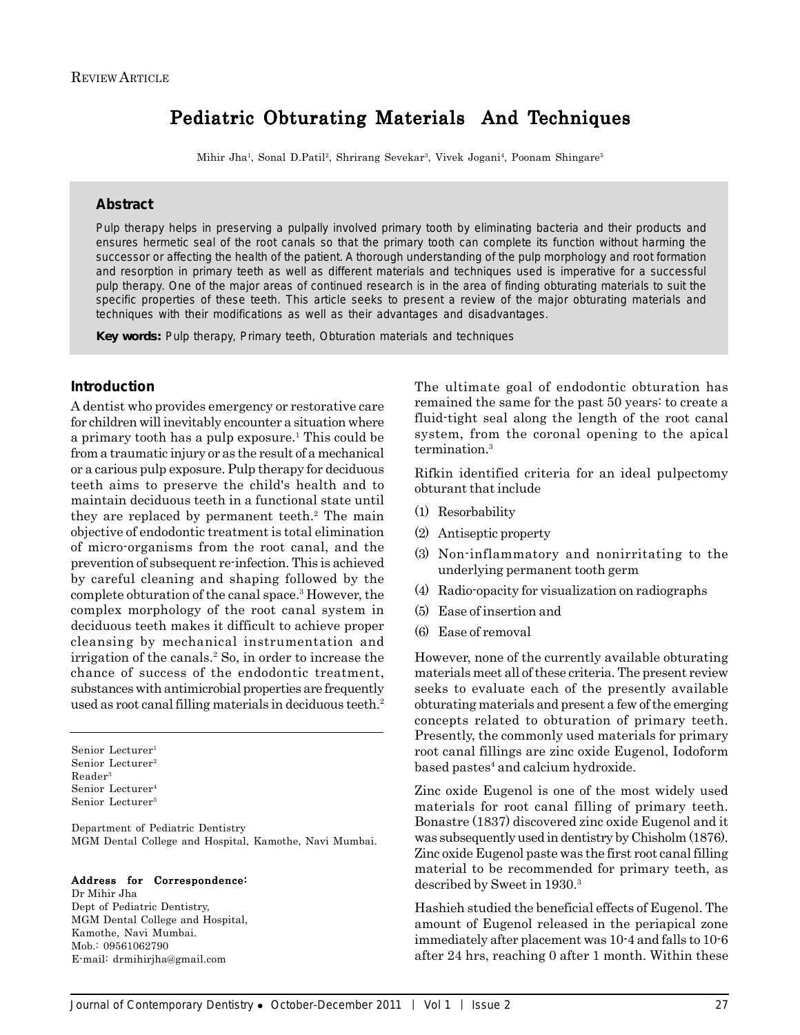REVIEW ARTICLE

# Pediatric Obturating Materials And Techniques

Mihir Jha[1], Sonal D.Patil[2], Shrirang Sevekar[3], Vivek Jogani[4], Poonam Shingare[5]

## Abstract

Pulp therapy helps in preserving a pulpally involved primary tooth by eliminating bacteria and their products and ensures hermetic seal of the root canals so that the primary tooth can complete its function without harming the successor or affecting the health of the patient. A thorough understanding of the pulp morphology and root formation and resorption in primary teeth as well as different materials and techniques used is imperative for a successful pulp therapy. One of the major areas of continued research is in the area of finding obturating materials to suit the specific properties of these teeth. This article seeks to present a review of the major obturating materials and techniques with their modifications as well as their advantages and disadvantages.

**Key words:** Pulp therapy, Primary teeth, Obturation materials and techniques

## Introduction

A dentist who provides emergency or restorative care for children will inevitably encounter a situation where a primary tooth has a pulp exposure.[1] This could be from a traumatic injury or as the result of a mechanical or a carious pulp exposure. Pulp therapy for deciduous teeth aims to preserve the child's health and to maintain deciduous teeth in a functional state until they are replaced by permanent teeth.[2] The main objective of endodontic treatment is total elimination of micro-organisms from the root canal, and the prevention of subsequent re-infection. This is achieved by careful cleaning and shaping followed by the complete obturation of the canal space.[3] However, the complex morphology of the root canal system in deciduous teeth makes it difficult to achieve proper cleansing by mechanical instrumentation and irrigation of the canals.[2] So, in order to increase the chance of success of the endodontic treatment, substances with antimicrobial properties are frequently used as root canal filling materials in deciduous teeth.[2]

Senior Lecturer[1]
Senior Lecturer[2]
Reader[3]
Senior Lecturer[4]
Senior Lecturer[5]

Department of Pediatric Dentistry
MGM Dental College and Hospital, Kamothe, Navi Mumbai.

**Address for Correspondence:**
Dr Mihir Jha
Dept of Pediatric Dentistry,
MGM Dental College and Hospital,
Kamothe, Navi Mumbai.
Mob.: 09561062790
E-mail: drmihirjha@gmail.com

The ultimate goal of endodontic obturation has remained the same for the past 50 years: to create a fluid-tight seal along the length of the root canal system, from the coronal opening to the apical termination.[3]

Rifkin identified criteria for an ideal pulpectomy obturant that include

(1) Resorbability
(2) Antiseptic property
(3) Non-inflammatory and nonirritating to the underlying permanent tooth germ
(4) Radio-opacity for visualization on radiographs
(5) Ease of insertion and
(6) Ease of removal

However, none of the currently available obturating materials meet all of these criteria. The present review seeks to evaluate each of the presently available obturating materials and present a few of the emerging concepts related to obturation of primary teeth. Presently, the commonly used materials for primary root canal fillings are zinc oxide Eugenol, Iodoform based pastes[4] and calcium hydroxide.

Zinc oxide Eugenol is one of the most widely used materials for root canal filling of primary teeth. Bonastre (1837) discovered zinc oxide Eugenol and it was subsequently used in dentistry by Chisholm (1876). Zinc oxide Eugenol paste was the first root canal filling material to be recommended for primary teeth, as described by Sweet in 1930.[3]

Hashieh studied the beneficial effects of Eugenol. The amount of Eugenol released in the periapical zone immediately after placement was $10^{-4}$ and falls to $10^{-6}$ after 24 hrs, reaching 0 after 1 month. Within these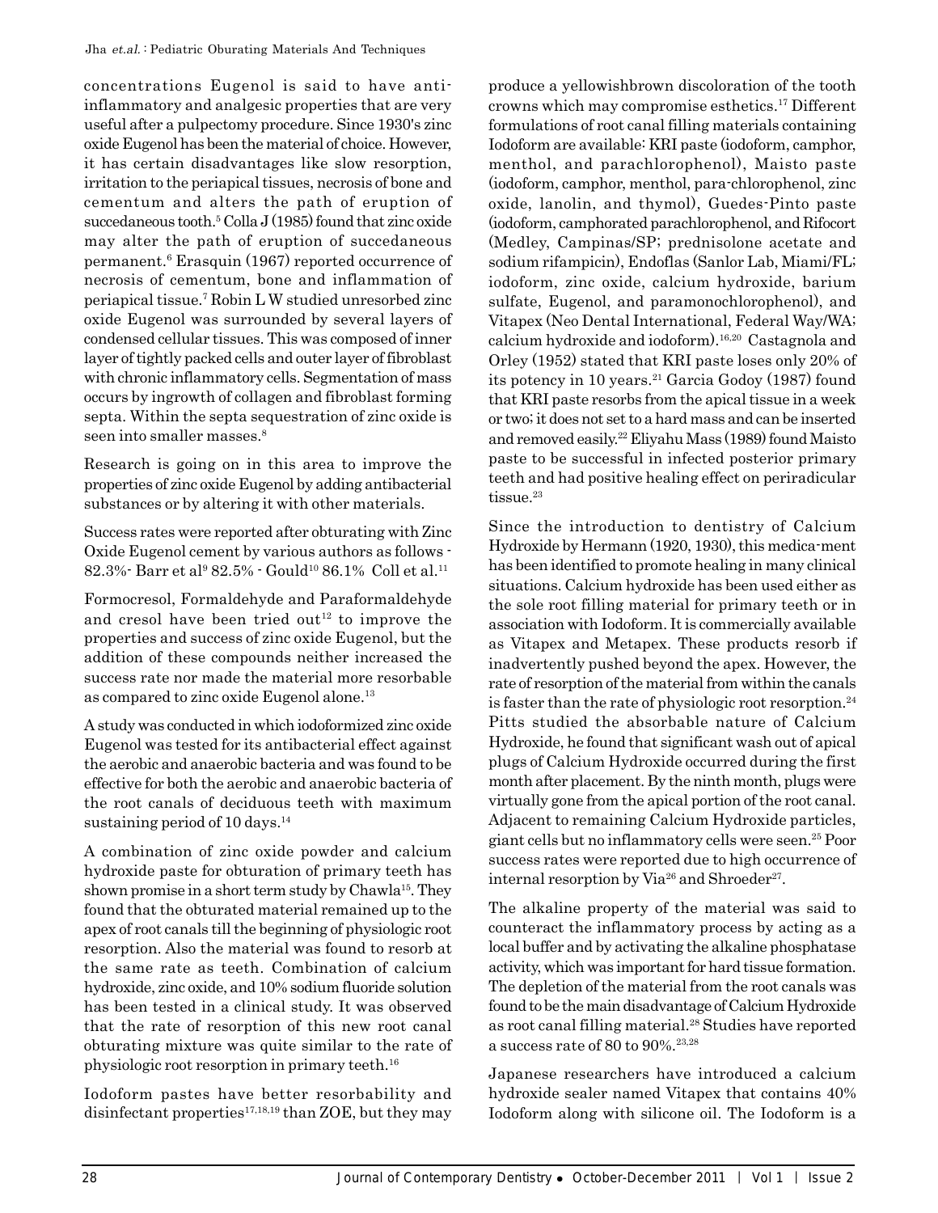concentrations Eugenol is said to have anti-inflammatory and analgesic properties that are very useful after a pulpectomy procedure. Since 1930's zinc oxide Eugenol has been the material of choice. However, it has certain disadvantages like slow resorption, irritation to the periapical tissues, necrosis of bone and cementum and alters the path of eruption of succedaneous tooth.[5] Colla J (1985) found that zinc oxide may alter the path of eruption of succedaneous permanent.[6] Erasquin (1967) reported occurrence of necrosis of cementum, bone and inflammation of periapical tissue.[7] Robin L W studied unresorbed zinc oxide Eugenol was surrounded by several layers of condensed cellular tissues. This was composed of inner layer of tightly packed cells and outer layer of fibroblast with chronic inflammatory cells. Segmentation of mass occurs by ingrowth of collagen and fibroblast forming septa. Within the septa sequestration of zinc oxide is seen into smaller masses.[8]

Research is going on in this area to improve the properties of zinc oxide Eugenol by adding antibacterial substances or by altering it with other materials.

Success rates were reported after obturating with Zinc Oxide Eugenol cement by various authors as follows - 82.3%- Barr et al[9] 82.5% - Gould[10] 86.1% Coll et al.[11]

Formocresol, Formaldehyde and Paraformaldehyde and cresol have been tried out[12] to improve the properties and success of zinc oxide Eugenol, but the addition of these compounds neither increased the success rate nor made the material more resorbable as compared to zinc oxide Eugenol alone.[13]

A study was conducted in which iodoformized zinc oxide Eugenol was tested for its antibacterial effect against the aerobic and anaerobic bacteria and was found to be effective for both the aerobic and anaerobic bacteria of the root canals of deciduous teeth with maximum sustaining period of 10 days.[14]

A combination of zinc oxide powder and calcium hydroxide paste for obturation of primary teeth has shown promise in a short term study by Chawla[15]. They found that the obturated material remained up to the apex of root canals till the beginning of physiologic root resorption. Also the material was found to resorb at the same rate as teeth. Combination of calcium hydroxide, zinc oxide, and 10% sodium fluoride solution has been tested in a clinical study. It was observed that the rate of resorption of this new root canal obturating mixture was quite similar to the rate of physiologic root resorption in primary teeth.[16]

Iodoform pastes have better resorbability and disinfectant properties[17,18,19] than ZOE, but they may produce a yellowishbrown discoloration of the tooth crowns which may compromise esthetics.[17] Different formulations of root canal filling materials containing Iodoform are available: KRI paste (iodoform, camphor, menthol, and parachlorophenol), Maisto paste (iodoform, camphor, menthol, para-chlorophenol, zinc oxide, lanolin, and thymol), Guedes-Pinto paste (iodoform, camphorated parachlorophenol, and Rifocort (Medley, Campinas/SP; prednisolone acetate and sodium rifampicin), Endoflas (Sanlor Lab, Miami/FL; iodoform, zinc oxide, calcium hydroxide, barium sulfate, Eugenol, and paramonochlorophenol), and Vitapex (Neo Dental International, Federal Way/WA; calcium hydroxide and iodoform).[16,20] Castagnola and Orley (1952) stated that KRI paste loses only 20% of its potency in 10 years.[21] Garcia Godoy (1987) found that KRI paste resorbs from the apical tissue in a week or two; it does not set to a hard mass and can be inserted and removed easily.[22] Eliyahu Mass (1989) found Maisto paste to be successful in infected posterior primary teeth and had positive healing effect on periradicular tissue.[23]

Since the introduction to dentistry of Calcium Hydroxide by Hermann (1920, 1930), this medica-ment has been identified to promote healing in many clinical situations. Calcium hydroxide has been used either as the sole root filling material for primary teeth or in association with Iodoform. It is commercially available as Vitapex and Metapex. These products resorb if inadvertently pushed beyond the apex. However, the rate of resorption of the material from within the canals is faster than the rate of physiologic root resorption.[24] Pitts studied the absorbable nature of Calcium Hydroxide, he found that significant wash out of apical plugs of Calcium Hydroxide occurred during the first month after placement. By the ninth month, plugs were virtually gone from the apical portion of the root canal. Adjacent to remaining Calcium Hydroxide particles, giant cells but no inflammatory cells were seen.[25] Poor success rates were reported due to high occurrence of internal resorption by Via[26] and Shroeder[27].

The alkaline property of the material was said to counteract the inflammatory process by acting as a local buffer and by activating the alkaline phosphatase activity, which was important for hard tissue formation. The depletion of the material from the root canals was found to be the main disadvantage of Calcium Hydroxide as root canal filling material.[28] Studies have reported a success rate of 80 to 90%.[23,28]

Japanese researchers have introduced a calcium hydroxide sealer named Vitapex that contains 40% Iodoform along with silicone oil. The Iodoform is a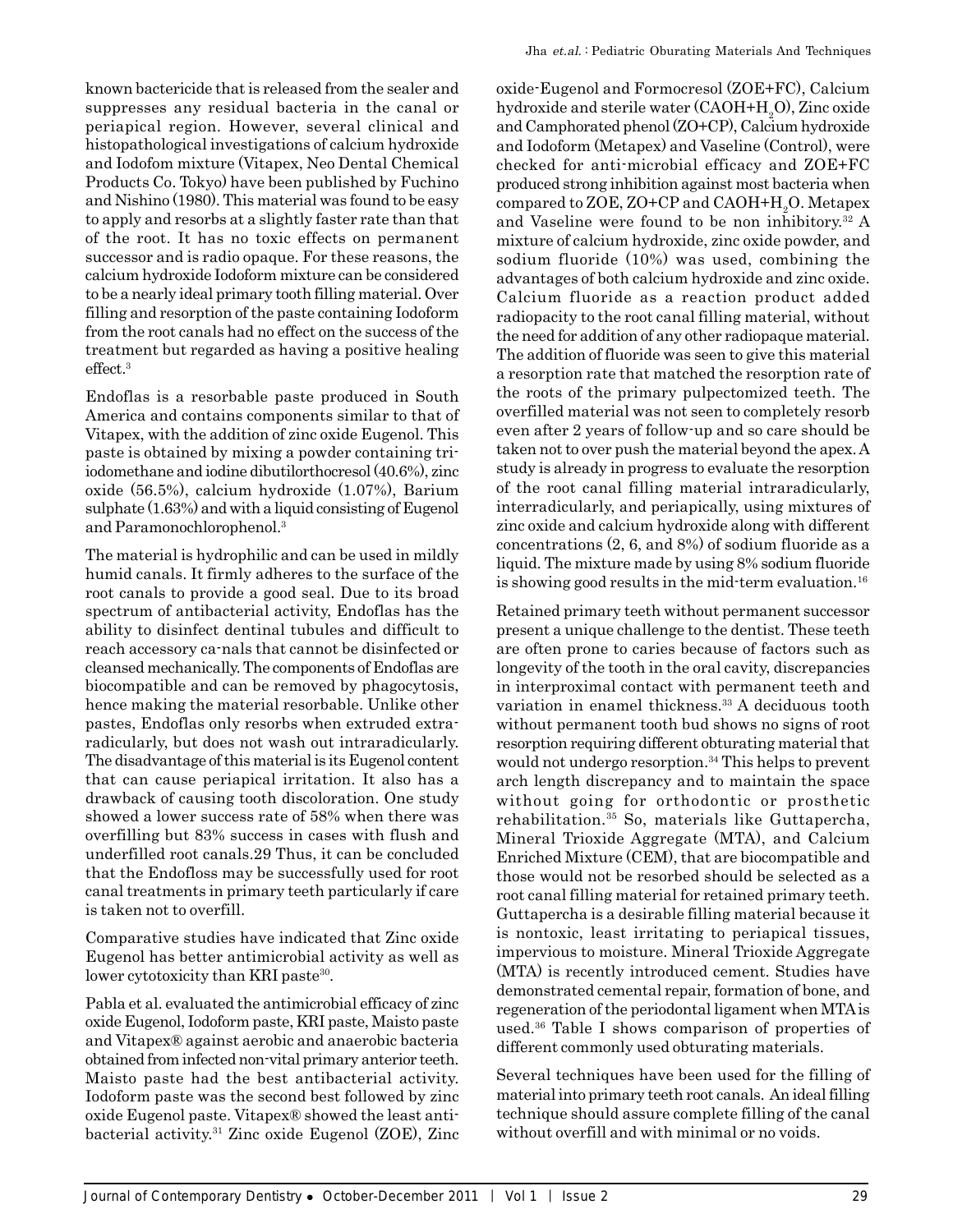known bactericide that is released from the sealer and suppresses any residual bacteria in the canal or periapical region. However, several clinical and histopathological investigations of calcium hydroxide and Iodofom mixture (Vitapex, Neo Dental Chemical Products Co. Tokyo) have been published by Fuchino and Nishino (1980). This material was found to be easy to apply and resorbs at a slightly faster rate than that of the root. It has no toxic effects on permanent successor and is radio opaque. For these reasons, the calcium hydroxide Iodoform mixture can be considered to be a nearly ideal primary tooth filling material. Over filling and resorption of the paste containing Iodoform from the root canals had no effect on the success of the treatment but regarded as having a positive healing effect.[3]

Endoflas is a resorbable paste produced in South America and contains components similar to that of Vitapex, with the addition of zinc oxide Eugenol. This paste is obtained by mixing a powder containing tri-iodomethane and iodine dibutilorthocresol (40.6%), zinc oxide (56.5%), calcium hydroxide (1.07%), Barium sulphate (1.63%) and with a liquid consisting of Eugenol and Paramonochlorophenol.[3]

The material is hydrophilic and can be used in mildly humid canals. It firmly adheres to the surface of the root canals to provide a good seal. Due to its broad spectrum of antibacterial activity, Endoflas has the ability to disinfect dentinal tubules and difficult to reach accessory ca-nals that cannot be disinfected or cleansed mechanically. The components of Endoflas are biocompatible and can be removed by phagocytosis, hence making the material resorbable. Unlike other pastes, Endoflas only resorbs when extruded extra-radicularly, but does not wash out intraradicularly. The disadvantage of this material is its Eugenol content that can cause periapical irritation. It also has a drawback of causing tooth discoloration. One study showed a lower success rate of 58% when there was overfilling but 83% success in cases with flush and underfilled root canals.29 Thus, it can be concluded that the Endofloss may be successfully used for root canal treatments in primary teeth particularly if care is taken not to overfill.

Comparative studies have indicated that Zinc oxide Eugenol has better antimicrobial activity as well as lower cytotoxicity than KRI paste[30].

Pabla et al. evaluated the antimicrobial efficacy of zinc oxide Eugenol, Iodoform paste, KRI paste, Maisto paste and Vitapex® against aerobic and anaerobic bacteria obtained from infected non-vital primary anterior teeth. Maisto paste had the best antibacterial activity. Iodoform paste was the second best followed by zinc oxide Eugenol paste. Vitapex® showed the least anti-bacterial activity.[31] Zinc oxide Eugenol (ZOE), Zinc oxide-Eugenol and Formocresol (ZOE+FC), Calcium hydroxide and sterile water (CAOH+$H_2O$), Zinc oxide and Camphorated phenol (ZO+CP), Calcium hydroxide and Iodoform (Metapex) and Vaseline (Control), were checked for anti-microbial efficacy and ZOE+FC produced strong inhibition against most bacteria when compared to ZOE, ZO+CP and CAOH+$H_2O$. Metapex and Vaseline were found to be non inhibitory.[32] A mixture of calcium hydroxide, zinc oxide powder, and sodium fluoride (10%) was used, combining the advantages of both calcium hydroxide and zinc oxide. Calcium fluoride as a reaction product added radiopacity to the root canal filling material, without the need for addition of any other radiopaque material. The addition of fluoride was seen to give this material a resorption rate that matched the resorption rate of the roots of the primary pulpectomized teeth. The overfilled material was not seen to completely resorb even after 2 years of follow-up and so care should be taken not to over push the material beyond the apex. A study is already in progress to evaluate the resorption of the root canal filling material intraradicularly, interradicularly, and periapically, using mixtures of zinc oxide and calcium hydroxide along with different concentrations (2, 6, and 8%) of sodium fluoride as a liquid. The mixture made by using 8% sodium fluoride is showing good results in the mid-term evaluation.[16]

Retained primary teeth without permanent successor present a unique challenge to the dentist. These teeth are often prone to caries because of factors such as longevity of the tooth in the oral cavity, discrepancies in interproximal contact with permanent teeth and variation in enamel thickness.[33] A deciduous tooth without permanent tooth bud shows no signs of root resorption requiring different obturating material that would not undergo resorption.[34] This helps to prevent arch length discrepancy and to maintain the space without going for orthodontic or prosthetic rehabilitation.[35] So, materials like Guttapercha, Mineral Trioxide Aggregate (MTA), and Calcium Enriched Mixture (CEM), that are biocompatible and those would not be resorbed should be selected as a root canal filling material for retained primary teeth. Guttapercha is a desirable filling material because it is nontoxic, least irritating to periapical tissues, impervious to moisture. Mineral Trioxide Aggregate (MTA) is recently introduced cement. Studies have demonstrated cemental repair, formation of bone, and regeneration of the periodontal ligament when MTA is used.[36] Table I shows comparison of properties of different commonly used obturating materials.

Several techniques have been used for the filling of material into primary teeth root canals. An ideal filling technique should assure complete filling of the canal without overfill and with minimal or no voids.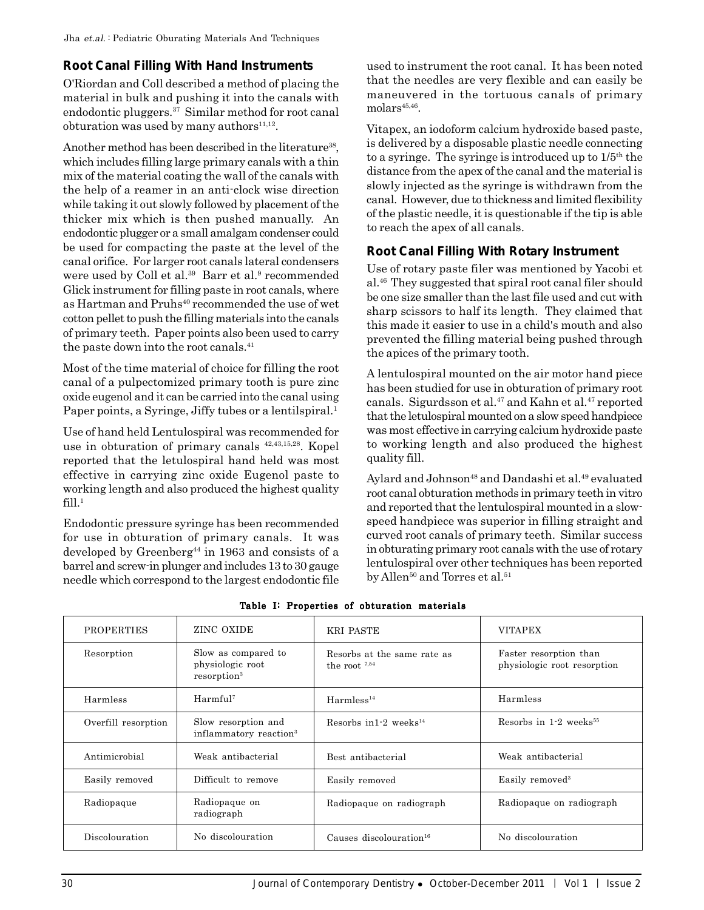## Root Canal Filling With Hand Instruments

O'Riordan and Coll described a method of placing the material in bulk and pushing it into the canals with endodontic pluggers.[37] Similar method for root canal obturation was used by many authors[11,12].

Another method has been described in the literature[38], which includes filling large primary canals with a thin mix of the material coating the wall of the canals with the help of a reamer in an anti-clock wise direction while taking it out slowly followed by placement of the thicker mix which is then pushed manually. An endodontic plugger or a small amalgam condenser could be used for compacting the paste at the level of the canal orifice. For larger root canals lateral condensers were used by Coll et al.[39] Barr et al.[9] recommended Glick instrument for filling paste in root canals, where as Hartman and Pruhs[40] recommended the use of wet cotton pellet to push the filling materials into the canals of primary teeth. Paper points also been used to carry the paste down into the root canals.[41]

Most of the time material of choice for filling the root canal of a pulpectomized primary tooth is pure zinc oxide eugenol and it can be carried into the canal using Paper points, a Syringe, Jiffy tubes or a lentilspiral.[1]

Use of hand held Lentulospiral was recommended for use in obturation of primary canals [42,43,15,28]. Kopel reported that the letulospiral hand held was most effective in carrying zinc oxide Eugenol paste to working length and also produced the highest quality fill.[1]

Endodontic pressure syringe has been recommended for use in obturation of primary canals. It was developed by Greenberg[44] in 1963 and consists of a barrel and screw-in plunger and includes 13 to 30 gauge needle which correspond to the largest endodontic file used to instrument the root canal. It has been noted that the needles are very flexible and can easily be maneuvered in the tortuous canals of primary molars[45,46].

Vitapex, an iodoform calcium hydroxide based paste, is delivered by a disposable plastic needle connecting to a syringe. The syringe is introduced up to 1/5th the distance from the apex of the canal and the material is slowly injected as the syringe is withdrawn from the canal. However, due to thickness and limited flexibility of the plastic needle, it is questionable if the tip is able to reach the apex of all canals.

## Root Canal Filling With Rotary Instrument

Use of rotary paste filer was mentioned by Yacobi et al.[46] They suggested that spiral root canal filer should be one size smaller than the last file used and cut with sharp scissors to half its length. They claimed that this made it easier to use in a child's mouth and also prevented the filling material being pushed through the apices of the primary tooth.

A lentulospiral mounted on the air motor hand piece has been studied for use in obturation of primary root canals. Sigurdsson et al.[47] and Kahn et al.[47] reported that the letulospiral mounted on a slow speed handpiece was most effective in carrying calcium hydroxide paste to working length and also produced the highest quality fill.

Aylard and Johnson[48] and Dandashi et al.[49] evaluated root canal obturation methods in primary teeth in vitro and reported that the lentulospiral mounted in a slow-speed handpiece was superior in filling straight and curved root canals of primary teeth. Similar success in obturating primary root canals with the use of rotary lentulospiral over other techniques has been reported by Allen[50] and Torres et al.[51]

**Table I: Properties of obturation materials**

| PROPERTIES | ZINC OXIDE | KRI PASTE | VITAPEX |
|---|---|---|---|
| Resorption | Slow as compared to physiologic root resorption[3] | Resorbs at the same rate as the root [7,54] | Faster resorption than physiologic root resorption |
| Harmless | Harmful[7] | Harmless[14] | Harmless |
| Overfill resorption | Slow resorption and inflammatory reaction[3] | Resorbs in1-2 weeks[14] | Resorbs in 1-2 weeks[55] |
| Antimicrobial | Weak antibacterial | Best antibacterial | Weak antibacterial |
| Easily removed | Difficult to remove | Easily removed | Easily removed[3] |
| Radiopaque | Radiopaque on radiograph | Radiopaque on radiograph | Radiopaque on radiograph |
| Discolouration | No discolouration | Causes discolouration[16] | No discolouration |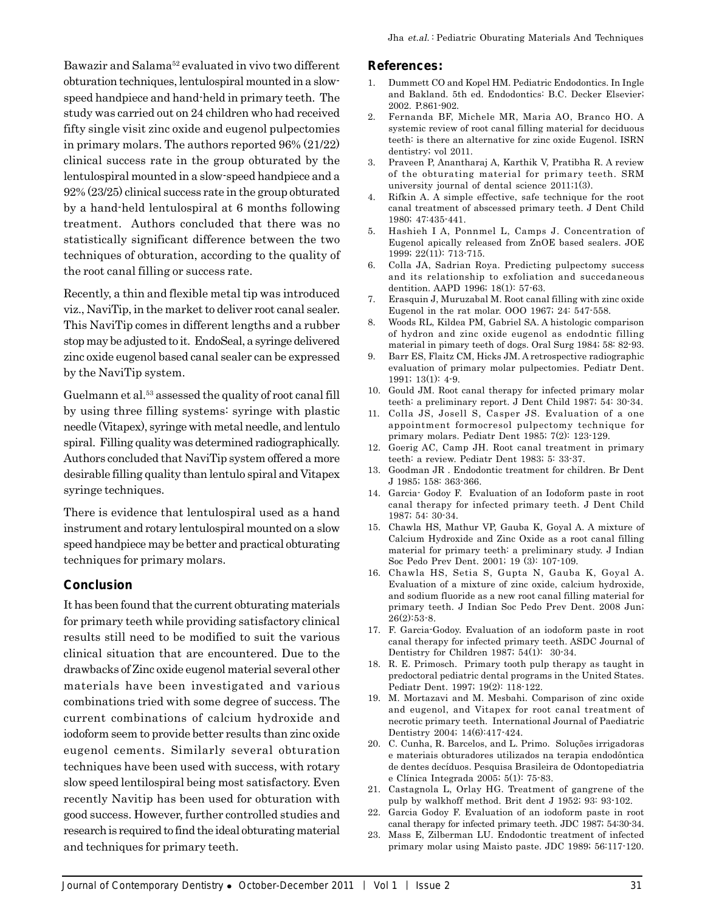Bawazir and Salama[52] evaluated in vivo two different obturation techniques, lentulospiral mounted in a slow-speed handpiece and hand-held in primary teeth. The study was carried out on 24 children who had received fifty single visit zinc oxide and eugenol pulpectomies in primary molars. The authors reported 96% (21/22) clinical success rate in the group obturated by the lentulospiral mounted in a slow-speed handpiece and a 92% (23/25) clinical success rate in the group obturated by a hand-held lentulospiral at 6 months following treatment. Authors concluded that there was no statistically significant difference between the two techniques of obturation, according to the quality of the root canal filling or success rate.

Recently, a thin and flexible metal tip was introduced viz., NaviTip, in the market to deliver root canal sealer. This NaviTip comes in different lengths and a rubber stop may be adjusted to it. EndoSeal, a syringe delivered zinc oxide eugenol based canal sealer can be expressed by the NaviTip system.

Guelmann et al.[53] assessed the quality of root canal fill by using three filling systems: syringe with plastic needle (Vitapex), syringe with metal needle, and lentulo spiral. Filling quality was determined radiographically. Authors concluded that NaviTip system offered a more desirable filling quality than lentulo spiral and Vitapex syringe techniques.

There is evidence that lentulospiral used as a hand instrument and rotary lentulospiral mounted on a slow speed handpiece may be better and practical obturating techniques for primary molars.

## Conclusion

It has been found that the current obturating materials for primary teeth while providing satisfactory clinical results still need to be modified to suit the various clinical situation that are encountered. Due to the drawbacks of Zinc oxide eugenol material several other materials have been investigated and various combinations tried with some degree of success. The current combinations of calcium hydroxide and iodoform seem to provide better results than zinc oxide eugenol cements. Similarly several obturation techniques have been used with success, with rotary slow speed lentilospiral being most satisfactory. Even recently Navitip has been used for obturation with good success. However, further controlled studies and research is required to find the ideal obturating material and techniques for primary teeth.

## References:

1. Dummett CO and Kopel HM. Pediatric Endodontics. In Ingle and Bakland. 5th ed. Endodontics: B.C. Decker Elsevier; 2002. P.861-902.
2. Fernanda BF, Michele MR, Maria AO, Branco HO. A systemic review of root canal filling material for deciduous teeth: is there an alternative for zinc oxide Eugenol. ISRN dentistry; vol 2011.
3. Praveen P, Anantharaj A, Karthik V, Pratibha R. A review of the obturating material for primary teeth. SRM university journal of dental science 2011;1(3).
4. Rifkin A. A simple effective, safe technique for the root canal treatment of abscessed primary teeth. J Dent Child 1980; 47:435-441.
5. Hashieh I A, Ponnmel L, Camps J. Concentration of Eugenol apically released from ZnOE based sealers. JOE 1999; 22(11): 713-715.
6. Colla JA, Sadrian Roya. Predicting pulpectomy success and its relationship to exfoliation and succedaneous dentition. AAPD 1996; 18(1): 57-63.
7. Erasquin J, Muruzabal M. Root canal filling with zinc oxide Eugenol in the rat molar. OOO 1967; 24: 547-558.
8. Woods RL, Kildea PM, Gabriel SA. A histologic comparison of hydron and zinc oxide eugenol as endodntic filling material in pimary teeth of dogs. Oral Surg 1984; 58: 82-93.
9. Barr ES, Flaitz CM, Hicks JM. A retrospective radiographic evaluation of primary molar pulpectomies. Pediatr Dent. 1991; 13(1): 4-9.
10. Gould JM. Root canal therapy for infected primary molar teeth: a preliminary report. J Dent Child 1987; 54: 30-34.
11. Colla JS, Josell S, Casper JS. Evaluation of a one appointment formocresol pulpectomy technique for primary molars. Pediatr Dent 1985; 7(2): 123-129.
12. Goerig AC, Camp JH. Root canal treatment in primary teeth: a review. Pediatr Dent 1983; 5: 33-37.
13. Goodman JR . Endodontic treatment for children. Br Dent J 1985; 158: 363-366.
14. Garcia- Godoy F. Evaluation of an Iodoform paste in root canal therapy for infected primary teeth. J Dent Child 1987; 54: 30-34.
15. Chawla HS, Mathur VP, Gauba K, Goyal A. A mixture of Calcium Hydroxide and Zinc Oxide as a root canal filling material for primary teeth: a preliminary study. J Indian Soc Pedo Prev Dent. 2001; 19 (3): 107-109.
16. Chawla HS, Setia S, Gupta N, Gauba K, Goyal A. Evaluation of a mixture of zinc oxide, calcium hydroxide, and sodium fluoride as a new root canal filling material for primary teeth. J Indian Soc Pedo Prev Dent. 2008 Jun; 26(2):53-8.
17. F. Garcia-Godoy. Evaluation of an iodoform paste in root canal therapy for infected primary teeth. ASDC Journal of Dentistry for Children 1987; 54(1): 30-34.
18. R. E. Primosch. Primary tooth pulp therapy as taught in predoctoral pediatric dental programs in the United States. Pediatr Dent. 1997; 19(2): 118-122.
19. M. Mortazavi and M. Mesbahi. Comparison of zinc oxide and eugenol, and Vitapex for root canal treatment of necrotic primary teeth. International Journal of Paediatric Dentistry 2004; 14(6):417-424.
20. C. Cunha, R. Barcelos, and L. Primo. Soluções irrigadoras e materiais obturadores utilizados na terapia endodôntica de dentes decíduos. Pesquisa Brasileira de Odontopediatria e Clínica Integrada 2005; 5(1): 75-83.
21. Castagnola L, Orlay HG. Treatment of gangrene of the pulp by walkhoff method. Brit dent J 1952; 93: 93-102.
22. Garcia Godoy F. Evaluation of an iodoform paste in root canal therapy for infected primary teeth. JDC 1987; 54:30-34.
23. Mass E, Zilberman LU. Endodontic treatment of infected primary molar using Maisto paste. JDC 1989; 56:117-120.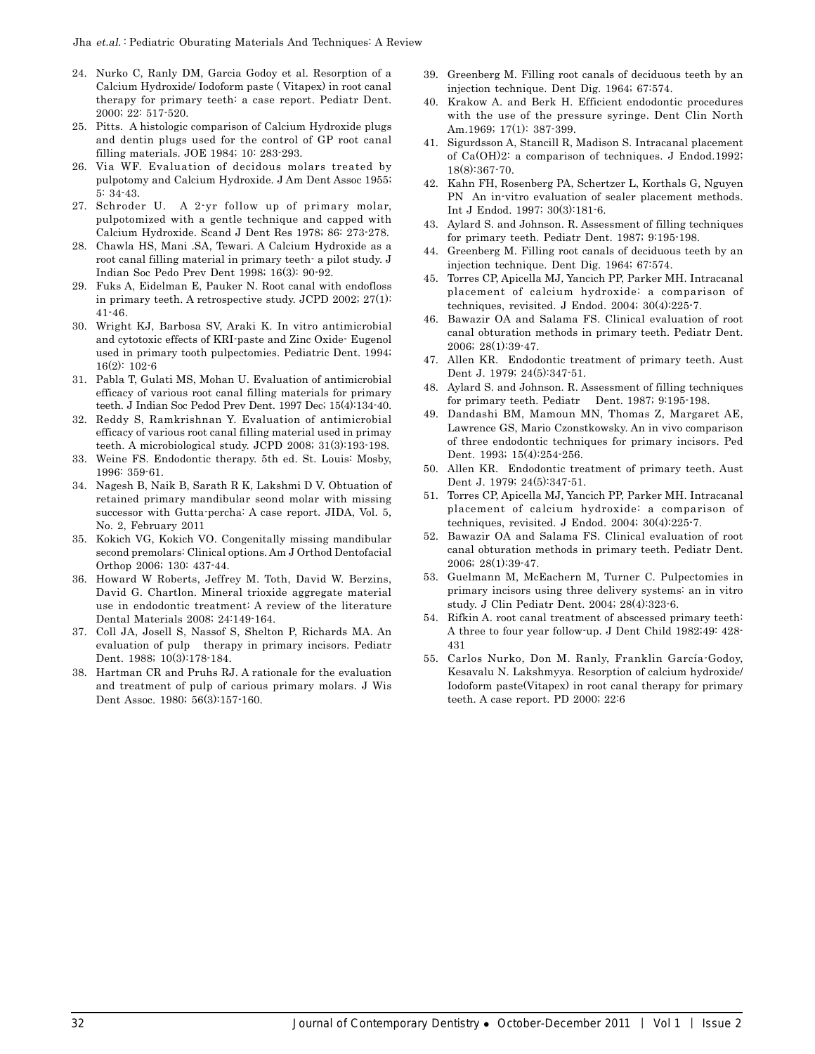24. Nurko C, Ranly DM, Garcia Godoy et al. Resorption of a Calcium Hydroxide/ Iodoform paste ( Vitapex) in root canal therapy for primary teeth: a case report. Pediatr Dent. 2000; 22: 517-520.
25. Pitts. A histologic comparison of Calcium Hydroxide plugs and dentin plugs used for the control of GP root canal filling materials. JOE 1984; 10: 283-293.
26. Via WF. Evaluation of decidous molars treated by pulpotomy and Calcium Hydroxide. J Am Dent Assoc 1955; 5: 34-43.
27. Schroder U. A 2-yr follow up of primary molar, pulpotomized with a gentle technique and capped with Calcium Hydroxide. Scand J Dent Res 1978; 86: 273-278.
28. Chawla HS, Mani .SA, Tewari. A Calcium Hydroxide as a root canal filling material in primary teeth- a pilot study. J Indian Soc Pedo Prev Dent 1998; 16(3): 90-92.
29. Fuks A, Eidelman E, Pauker N. Root canal with endofloss in primary teeth. A retrospective study. JCPD 2002; 27(1): 41-46.
30. Wright KJ, Barbosa SV, Araki K. In vitro antimicrobial and cytotoxic effects of KRI-paste and Zinc Oxide- Eugenol used in primary tooth pulpectomies. Pediatric Dent. 1994; 16(2): 102-6
31. Pabla T, Gulati MS, Mohan U. Evaluation of antimicrobial efficacy of various root canal filling materials for primary teeth. J Indian Soc Pedod Prev Dent. 1997 Dec; 15(4):134-40.
32. Reddy S, Ramkrishnan Y. Evaluation of antimicrobial efficacy of various root canal filling material used in primay teeth. A microbiological study. JCPD 2008; 31(3):193-198.
33. Weine FS. Endodontic therapy. 5th ed. St. Louis: Mosby, 1996: 359-61.
34. Nagesh B, Naik B, Sarath R K, Lakshmi D V. Obtuation of retained primary mandibular seond molar with missing successor with Gutta-percha: A case report. JIDA, Vol. 5, No. 2, February 2011
35. Kokich VG, Kokich VO. Congenitally missing mandibular second premolars: Clinical options. Am J Orthod Dentofacial Orthop 2006; 130: 437-44.
36. Howard W Roberts, Jeffrey M. Toth, David W. Berzins, David G. Chartlon. Mineral trioxide aggregate material use in endodontic treatment: A review of the literature Dental Materials 2008; 24:149-164.
37. Coll JA, Josell S, Nassof S, Shelton P, Richards MA. An evaluation of pulp therapy in primary incisors. Pediatr Dent. 1988; 10(3):178-184.
38. Hartman CR and Pruhs RJ. A rationale for the evaluation and treatment of pulp of carious primary molars. J Wis Dent Assoc. 1980; 56(3):157-160.
39. Greenberg M. Filling root canals of deciduous teeth by an injection technique. Dent Dig. 1964; 67:574.
40. Krakow A. and Berk H. Efficient endodontic procedures with the use of the pressure syringe. Dent Clin North Am.1969; 17(1): 387-399.
41. Sigurdsson A, Stancill R, Madison S. Intracanal placement of Ca(OH)2: a comparison of techniques. J Endod.1992; 18(8):367-70.
42. Kahn FH, Rosenberg PA, Schertzer L, Korthals G, Nguyen PN An in-vitro evaluation of sealer placement methods. Int J Endod. 1997; 30(3):181-6.
43. Aylard S. and Johnson. R. Assessment of filling techniques for primary teeth. Pediatr Dent. 1987; 9:195-198.
44. Greenberg M. Filling root canals of deciduous teeth by an injection technique. Dent Dig. 1964; 67:574.
45. Torres CP, Apicella MJ, Yancich PP, Parker MH. Intracanal placement of calcium hydroxide: a comparison of techniques, revisited. J Endod. 2004; 30(4):225-7.
46. Bawazir OA and Salama FS. Clinical evaluation of root canal obturation methods in primary teeth. Pediatr Dent. 2006; 28(1):39-47.
47. Allen KR. Endodontic treatment of primary teeth. Aust Dent J. 1979; 24(5):347-51.
48. Aylard S. and Johnson. R. Assessment of filling techniques for primary teeth. Pediatr Dent. 1987; 9:195-198.
49. Dandashi BM, Mamoun MN, Thomas Z, Margaret AE, Lawrence GS, Mario Czonstkowsky. An in vivo comparison of three endodontic techniques for primary incisors. Ped Dent. 1993; 15(4):254-256.
50. Allen KR. Endodontic treatment of primary teeth. Aust Dent J. 1979; 24(5):347-51.
51. Torres CP, Apicella MJ, Yancich PP, Parker MH. Intracanal placement of calcium hydroxide: a comparison of techniques, revisited. J Endod. 2004; 30(4):225-7.
52. Bawazir OA and Salama FS. Clinical evaluation of root canal obturation methods in primary teeth. Pediatr Dent. 2006; 28(1):39-47.
53. Guelmann M, McEachern M, Turner C. Pulpectomies in primary incisors using three delivery systems: an in vitro study. J Clin Pediatr Dent. 2004; 28(4):323-6.
54. Rifkin A. root canal treatment of abscessed primary teeth: A three to four year follow-up. J Dent Child 1982;49: 428-431
55. Carlos Nurko, Don M. Ranly, Franklin García-Godoy, Kesavalu N. Lakshmyya. Resorption of calcium hydroxide/ Iodoform paste(Vitapex) in root canal therapy for primary teeth. A case report. PD 2000; 22:6